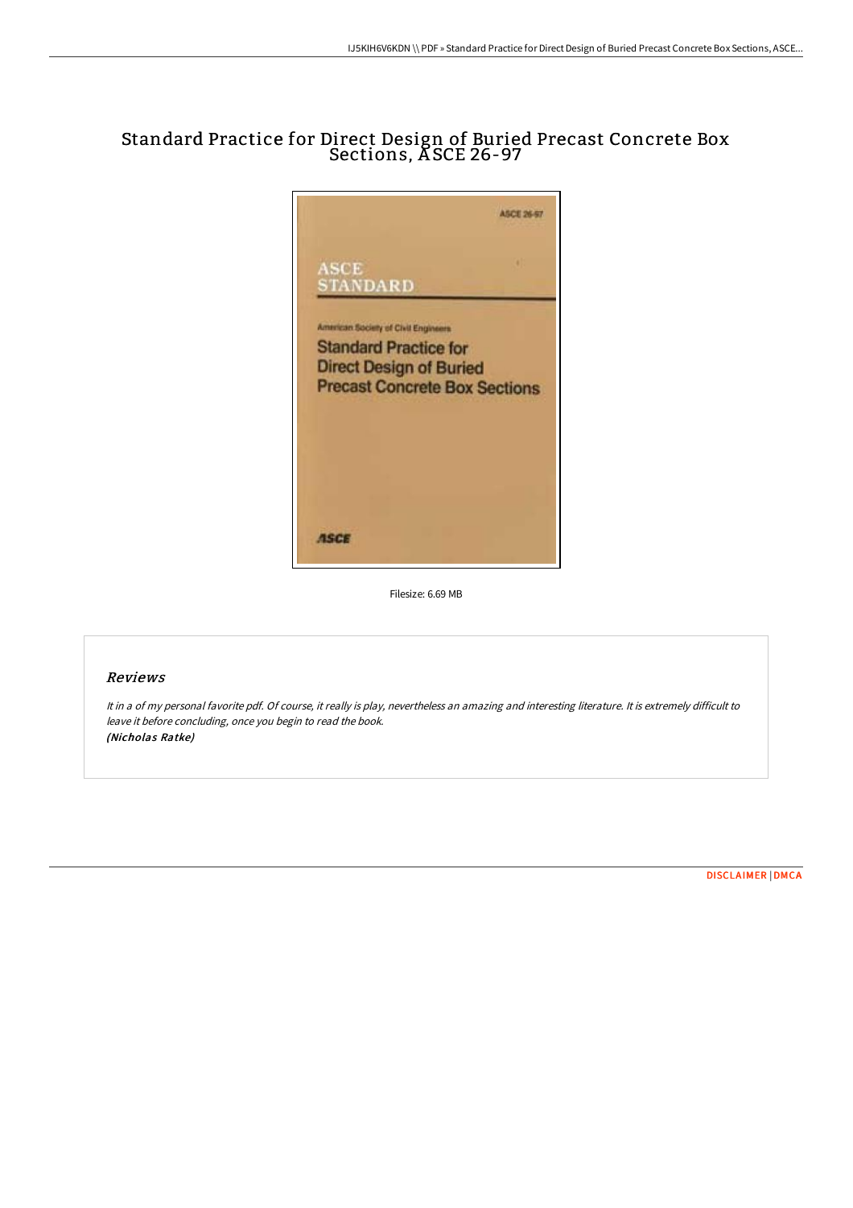# Standard Practice for Direct Design of Buried Precast Concrete Box Sections, ASCE 26-97

Filesize: 6.69 MB

## Reviews

*It in a of my personal favorite pdf. Of course, it really is play, nevertheless an amazing and interesting literature. It is extremely difficult to leave it before concluding, once you begin to read the book.*
*(Nicholas Ratke)*

DISCLAIMER | DMCA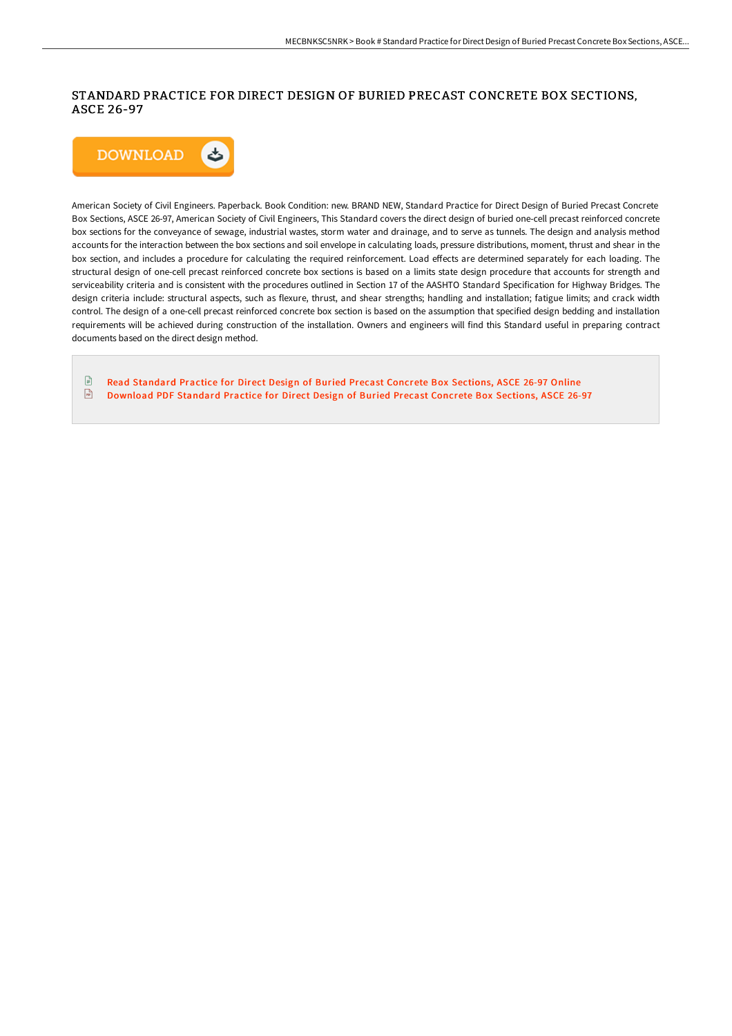# STANDARD PRACTICE FOR DIRECT DESIGN OF BURIED PRECAST CONCRETE BOX SECTIONS, ASCE 26-97

American Society of Civil Engineers. Paperback. Book Condition: new. BRAND NEW, Standard Practice for Direct Design of Buried Precast Concrete Box Sections, ASCE 26-97, American Society of Civil Engineers, This Standard covers the direct design of buried one-cell precast reinforced concrete box sections for the conveyance of sewage, industrial wastes, storm water and drainage, and to serve as tunnels. The design and analysis method accounts for the interaction between the box sections and soil envelope in calculating loads, pressure distributions, moment, thrust and shear in the box section, and includes a procedure for calculating the required reinforcement. Load effects are determined separately for each loading. The structural design of one-cell precast reinforced concrete box sections is based on a limits state design procedure that accounts for strength and serviceability criteria and is consistent with the procedures outlined in Section 17 of the AASHTO Standard Specification for Highway Bridges. The design criteria include: structural aspects, such as flexure, thrust, and shear strengths; handling and installation; fatigue limits; and crack width control. The design of a one-cell precast reinforced concrete box section is based on the assumption that specified design bedding and installation requirements will be achieved during construction of the installation. Owners and engineers will find this Standard useful in preparing contract documents based on the direct design method.

- Read Standard Practice for Direct Design of Buried Precast Concrete Box Sections, ASCE 26-97 Online
- Download PDF Standard Practice for Direct Design of Buried Precast Concrete Box Sections, ASCE 26-97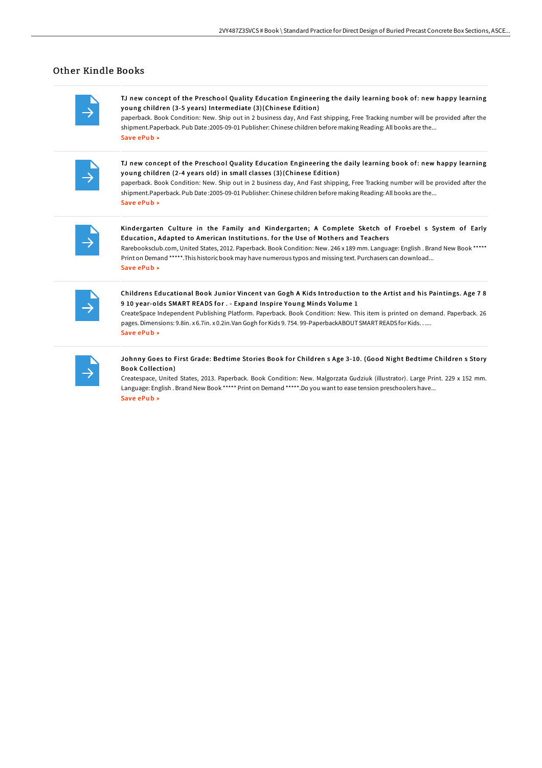## Other Kindle Books

**TJ new concept of the Preschool Quality Education Engineering the daily learning book of: new happy learning young children (3-5 years) Intermediate (3)(Chinese Edition)**

paperback. Book Condition: New. Ship out in 2 business day, And Fast shipping, Free Tracking number will be provided after the shipment.Paperback. Pub Date :2005-09-01 Publisher: Chinese children before making Reading: All books are the...

Save ePub »

**TJ new concept of the Preschool Quality Education Engineering the daily learning book of: new happy learning young children (2-4 years old) in small classes (3)(Chinese Edition)**

paperback. Book Condition: New. Ship out in 2 business day, And Fast shipping, Free Tracking number will be provided after the shipment.Paperback. Pub Date :2005-09-01 Publisher: Chinese children before making Reading: All books are the...

Save ePub »

**Kindergarten Culture in the Family and Kindergarten; A Complete Sketch of Froebel s System of Early Education, Adapted to American Institutions. for the Use of Mothers and Teachers**

Rarebooksclub.com, United States, 2012. Paperback. Book Condition: New. 246 x 189 mm. Language: English . Brand New Book ***** Print on Demand *****.This historic book may have numerous typos and missing text. Purchasers can download...

Save ePub »

**Childrens Educational Book Junior Vincent van Gogh A Kids Introduction to the Artist and his Paintings. Age 7 8 9 10 year-olds SMART READS for . - Expand Inspire Young Minds Volume 1**

CreateSpace Independent Publishing Platform. Paperback. Book Condition: New. This item is printed on demand. Paperback. 26 pages. Dimensions: 9.8in. x 6.7in. x 0.2in.Van Gogh for Kids 9. 754. 99-PaperbackABOUT SMART READS for Kids. . ....

Save ePub »

**Johnny Goes to First Grade: Bedtime Stories Book for Children s Age 3-10. (Good Night Bedtime Children s Story Book Collection)**

Createspace, United States, 2013. Paperback. Book Condition: New. Malgorzata Gudziuk (illustrator). Large Print. 229 x 152 mm. Language: English . Brand New Book ***** Print on Demand *****.Do you want to ease tension preschoolers have...

Save ePub »